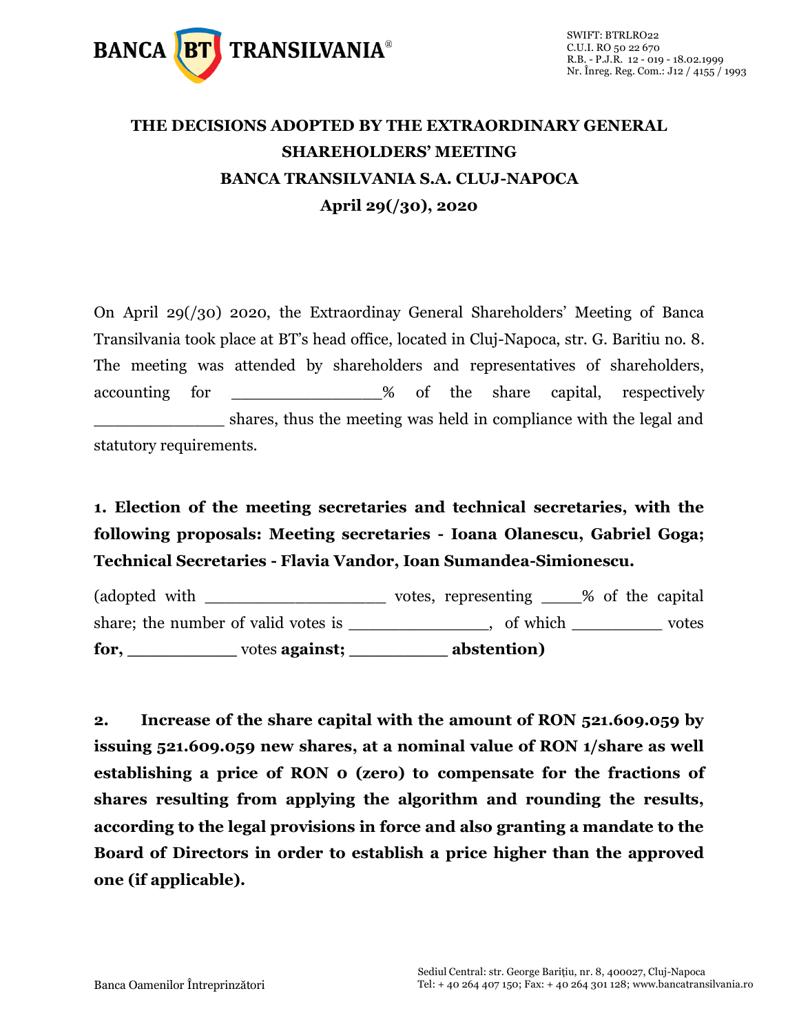# THE DECISIONS ADOPTED BY THE EXTRAORDINARY GENERAL SHAREHOLDERS' MEETING BANCA TRANSILVANIA S.A. CLUJ-NAPOCA April 29(/30), 2020

On April 29(/30) 2020, the Extraordinay General Shareholders' Meeting of Banca Transilvania took place at BT's head office, located in Cluj-Napoca, str. G. Baritiu no. 8. The meeting was attended by shareholders and representatives of shareholders, accounting for _______________% of the share capital, respectively _____________ shares, thus the meeting was held in compliance with the legal and statutory requirements.

**1. Election of the meeting secretaries and technical secretaries, with the following proposals: Meeting secretaries - Ioana Olanescu, Gabriel Goga; Technical Secretaries - Flavia Vandor, Ioan Sumandea-Simionescu.**

(adopted with __________________ votes, representing ____% of the capital share; the number of valid votes is ______________, of which _________ votes **for,** __________ votes **against;** _________ **abstention)**

**2. Increase of the share capital with the amount of RON 521.609.059 by issuing 521.609.059 new shares, at a nominal value of RON 1/share as well establishing a price of RON 0 (zero) to compensate for the fractions of shares resulting from applying the algorithm and rounding the results, according to the legal provisions in force and also granting a mandate to the Board of Directors in order to establish a price higher than the approved one (if applicable).**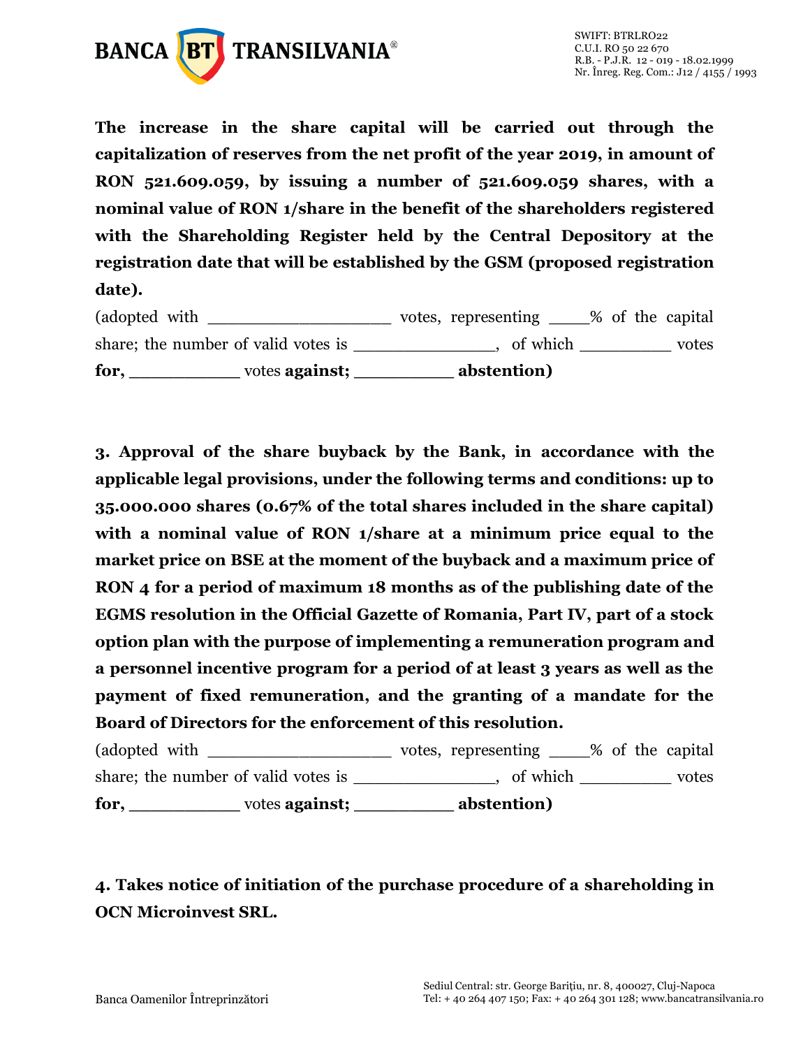**The increase in the share capital will be carried out through the capitalization of reserves from the net profit of the year 2019, in amount of RON 521.609.059, by issuing a number of 521.609.059 shares, with a nominal value of RON 1/share in the benefit of the shareholders registered with the Shareholding Register held by the Central Depository at the registration date that will be established by the GSM (proposed registration date).**

(adopted with ___________________ votes, representing ____% of the capital share; the number of valid votes is _______________, of which __________ votes **for,** ___________ votes **against;** __________ **abstention)**

**3. Approval of the share buyback by the Bank, in accordance with the applicable legal provisions, under the following terms and conditions: up to 35.000.000 shares (0.67% of the total shares included in the share capital) with a nominal value of RON 1/share at a minimum price equal to the market price on BSE at the moment of the buyback and a maximum price of RON 4 for a period of maximum 18 months as of the publishing date of the EGMS resolution in the Official Gazette of Romania, Part IV, part of a stock option plan with the purpose of implementing a remuneration program and a personnel incentive program for a period of at least 3 years as well as the payment of fixed remuneration, and the granting of a mandate for the Board of Directors for the enforcement of this resolution.**

(adopted with ___________________ votes, representing ____% of the capital share; the number of valid votes is _______________, of which __________ votes **for,** ___________ votes **against;** __________ **abstention)**

**4. Takes notice of initiation of the purchase procedure of a shareholding in OCN Microinvest SRL.**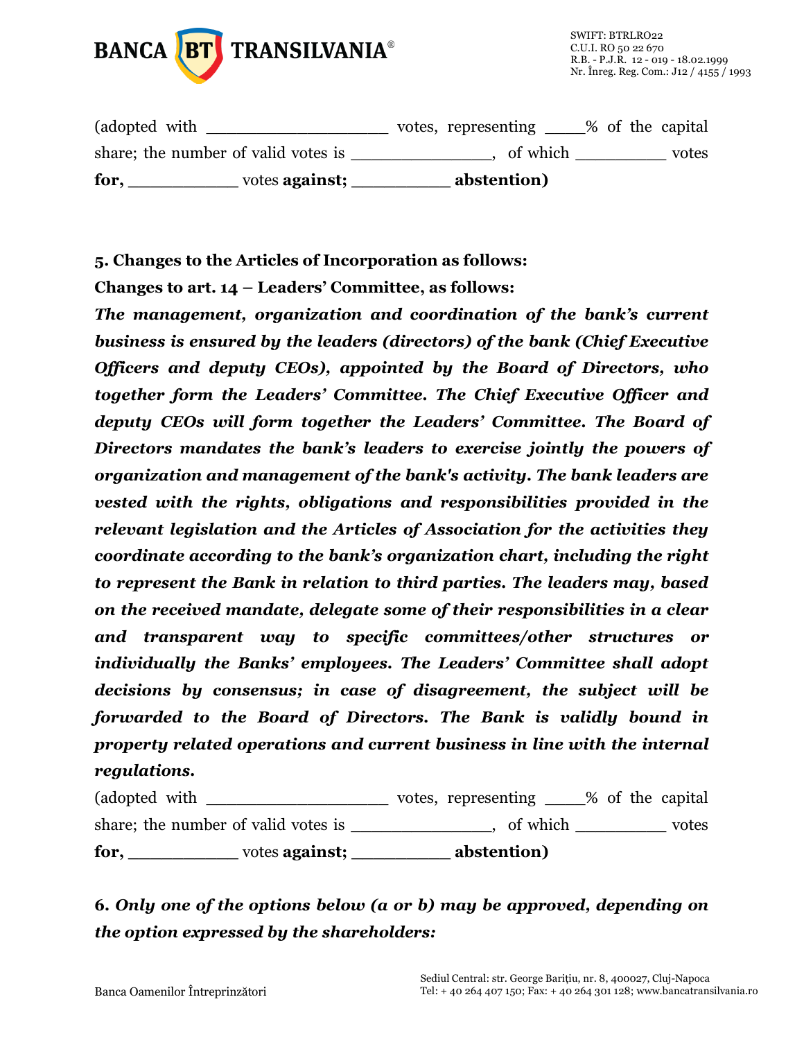(adopted with __________________ votes, representing ____% of the capital share; the number of valid votes is ______________, of which _________ votes **for,** __________ votes **against;** _________ **abstention)**

**5. Changes to the Articles of Incorporation as follows:**

**Changes to art. 14 – Leaders' Committee, as follows:**

***The management, organization and coordination of the bank's current business is ensured by the leaders (directors) of the bank (Chief Executive Officers and deputy CEOs), appointed by the Board of Directors, who together form the Leaders' Committee. The Chief Executive Officer and deputy CEOs will form together the Leaders' Committee. The Board of Directors mandates the bank's leaders to exercise jointly the powers of organization and management of the bank's activity. The bank leaders are vested with the rights, obligations and responsibilities provided in the relevant legislation and the Articles of Association for the activities they coordinate according to the bank's organization chart, including the right to represent the Bank in relation to third parties. The leaders may, based on the received mandate, delegate some of their responsibilities in a clear and transparent way to specific committees/other structures or individually the Banks' employees. The Leaders' Committee shall adopt decisions by consensus; in case of disagreement, the subject will be forwarded to the Board of Directors. The Bank is validly bound in property related operations and current business in line with the internal regulations.***

(adopted with __________________ votes, representing ____% of the capital share; the number of valid votes is ______________, of which _________ votes **for,** __________ votes **against;** _________ **abstention)**

**6.** ***Only one of the options below (a or b) may be approved, depending on the option expressed by the shareholders:***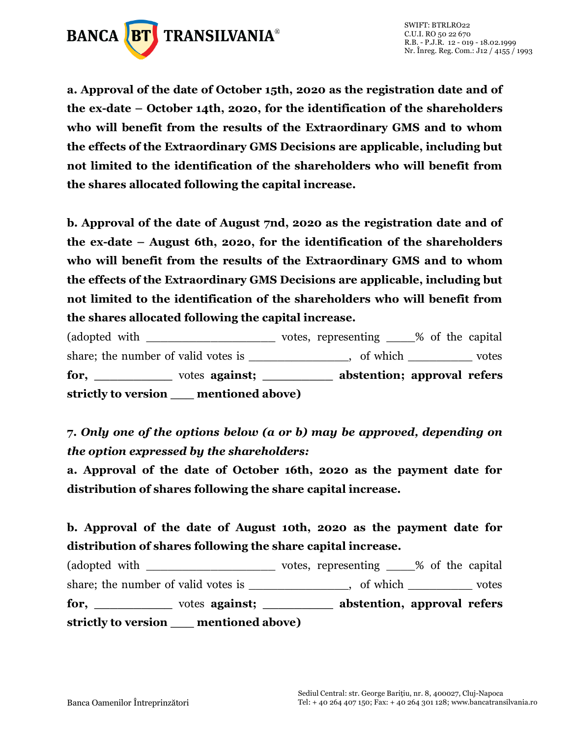**a. Approval of the date of October 15th, 2020 as the registration date and of the ex-date – October 14th, 2020, for the identification of the shareholders who will benefit from the results of the Extraordinary GMS and to whom the effects of the Extraordinary GMS Decisions are applicable, including but not limited to the identification of the shareholders who will benefit from the shares allocated following the capital increase.**

**b. Approval of the date of August 7nd, 2020 as the registration date and of the ex-date – August 6th, 2020, for the identification of the shareholders who will benefit from the results of the Extraordinary GMS and to whom the effects of the Extraordinary GMS Decisions are applicable, including but not limited to the identification of the shareholders who will benefit from the shares allocated following the capital increase.**

(adopted with __________________ votes, representing ____% of the capital share; the number of valid votes is _______________, of which __________ votes **for,** ___________ votes **against;** __________ **abstention; approval refers strictly to version ___ mentioned above)**

7. ***Only one of the options below (a or b) may be approved, depending on the option expressed by the shareholders:***

**a. Approval of the date of October 16th, 2020 as the payment date for distribution of shares following the share capital increase.**

**b. Approval of the date of August 10th, 2020 as the payment date for distribution of shares following the share capital increase.**

(adopted with __________________ votes, representing ____% of the capital share; the number of valid votes is _______________, of which __________ votes **for,** ___________ votes **against;** __________ **abstention, approval refers strictly to version ___ mentioned above)**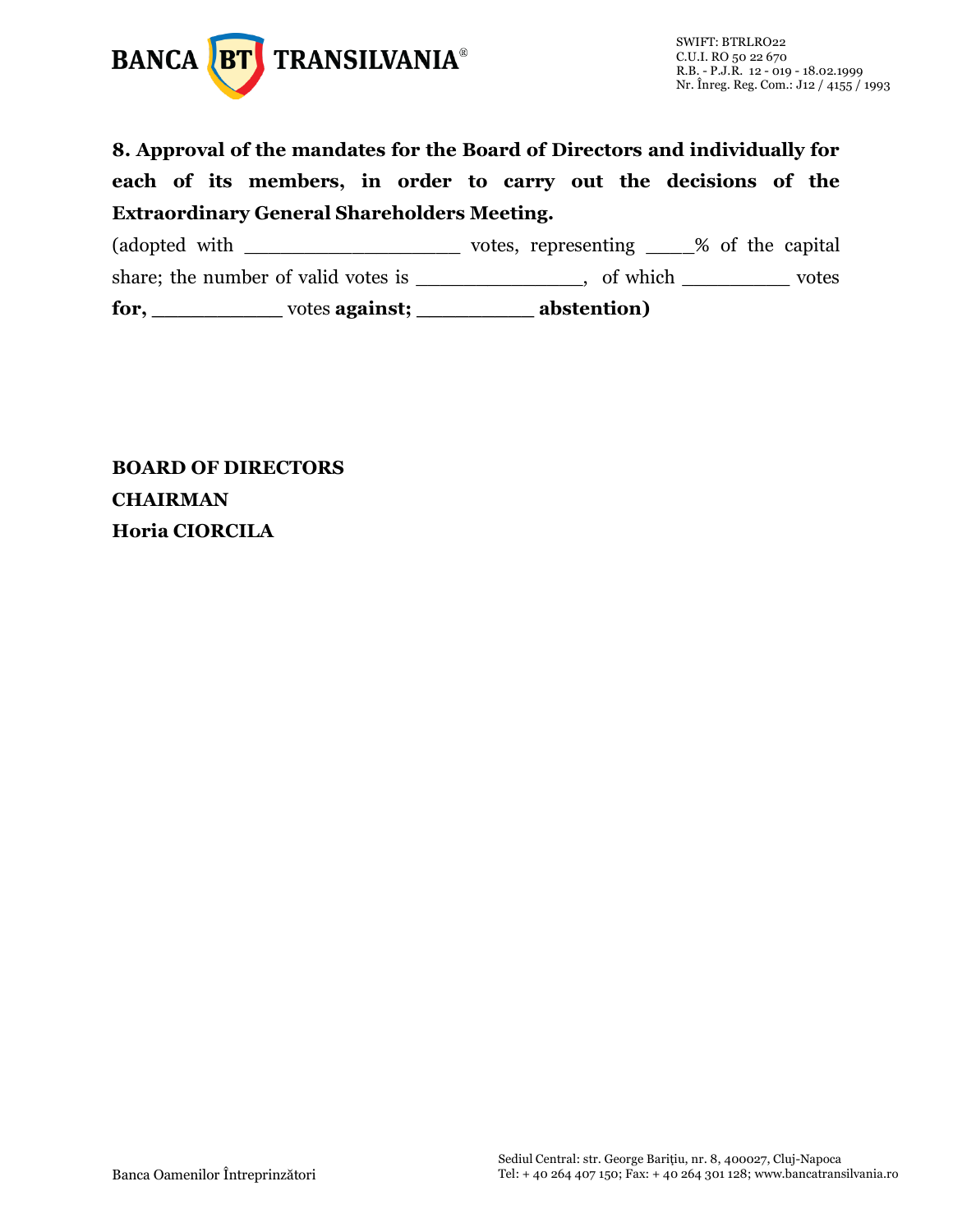**8. Approval of the mandates for the Board of Directors and individually for each of its members, in order to carry out the decisions of the Extraordinary General Shareholders Meeting.**

(adopted with __________________ votes, representing ____% of the capital share; the number of valid votes is ______________, of which _________ votes **for,** __________ votes **against;** _________ **abstention)**

**BOARD OF DIRECTORS**
**CHAIRMAN**
**Horia CIORCILA**